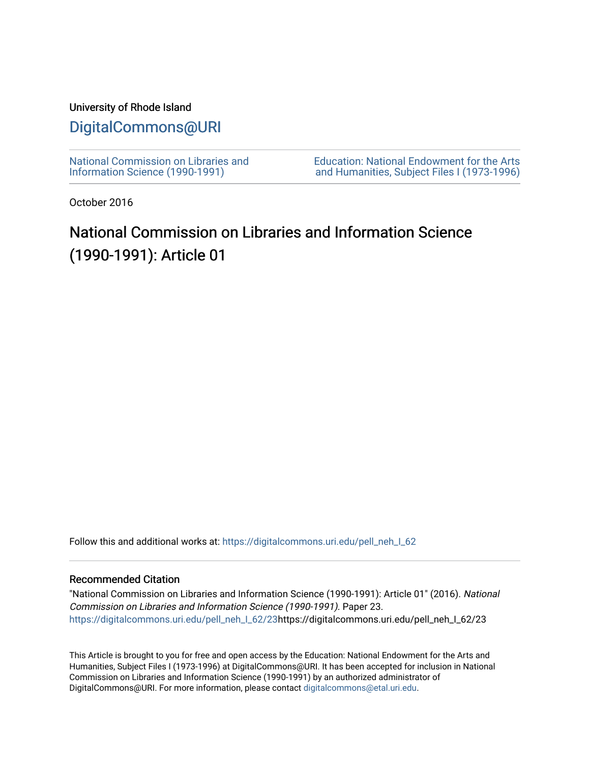University of Rhode Island

[DigitalCommons@URI](https://digitalcommons.uri.edu/)

National Commission on Libraries and Information Science (1990-1991)

Education: National Endowment for the Arts and Humanities, Subject Files I (1973-1996)

October 2016

# National Commission on Libraries and Information Science (1990-1991): Article 01

Follow this and additional works at: https://digitalcommons.uri.edu/pell_neh_I_62

## Recommended Citation

"National Commission on Libraries and Information Science (1990-1991): Article 01" (2016). *National Commission on Libraries and Information Science (1990-1991).* Paper 23.
https://digitalcommons.uri.edu/pell_neh_I_62/23https://digitalcommons.uri.edu/pell_neh_I_62/23

This Article is brought to you for free and open access by the Education: National Endowment for the Arts and Humanities, Subject Files I (1973-1996) at DigitalCommons@URI. It has been accepted for inclusion in National Commission on Libraries and Information Science (1990-1991) by an authorized administrator of DigitalCommons@URI. For more information, please contact digitalcommons@etal.uri.edu.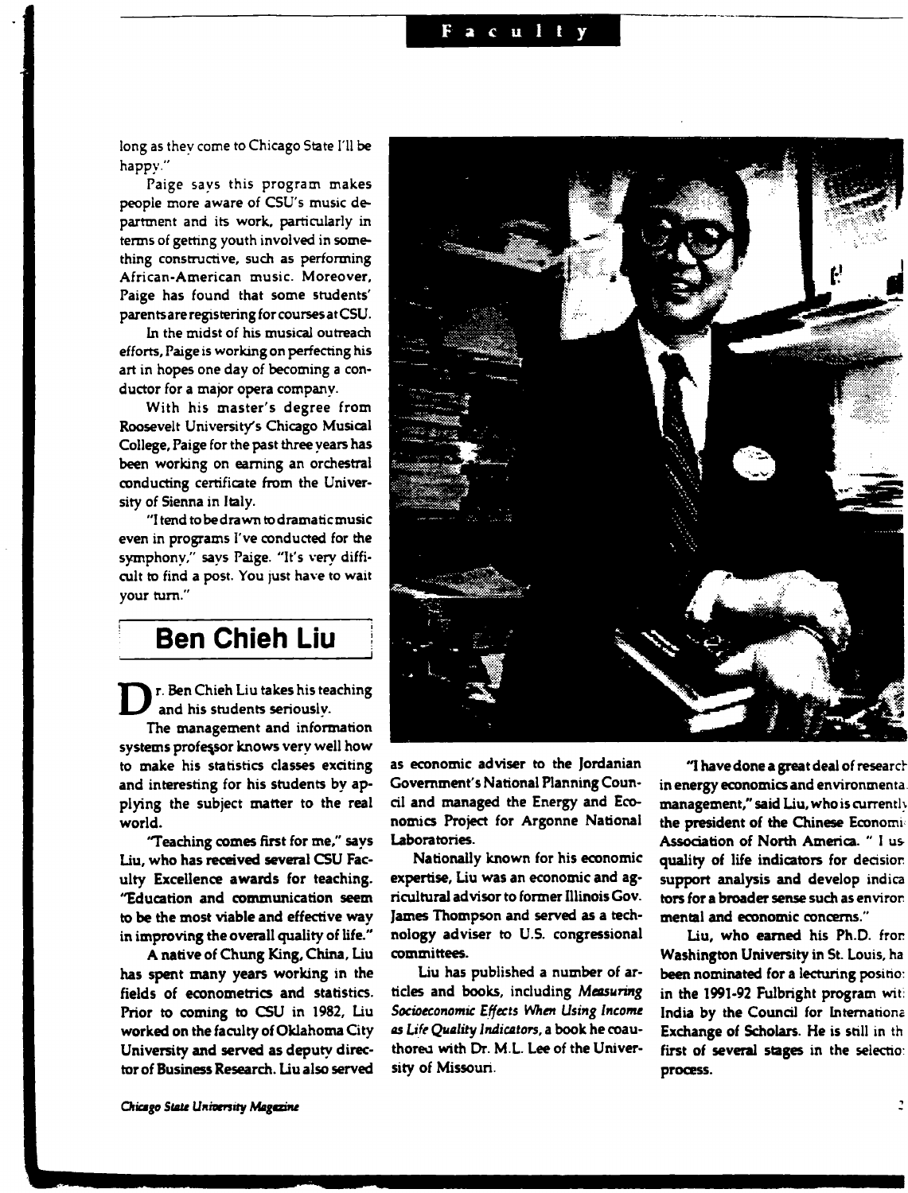long as they come to Chicago State I'll be happy."

Paige says this program makes people more aware of CSU's music department and its work, particularly in terms of getting youth involved in something constructive, such as performing African-American music. Moreover, Paige has found that some students' parents are registering for courses at CSU.

In the midst of his musical outreach efforts, Paige is working on perfecting his art in hopes one day of becoming a conductor for a major opera company.

With his master's degree from Roosevelt University's Chicago Musical College, Paige for the past three years has been working on earning an orchestral conducting certificate from the University of Sienna in Italy.

"I tend to be drawn to dramatic music even in programs I've conducted for the symphony," says Paige. "It's very difficult to find a post. You just have to wait your turn."

## Ben Chieh Liu

Dr. Ben Chieh Liu takes his teaching and his students seriously.

The management and information systems professor knows very well how to make his statistics classes exciting and interesting for his students by applying the subject matter to the real world.

"Teaching comes first for me," says Liu, who has received several CSU Faculty Excellence awards for teaching. "Education and communication seem to be the most viable and effective way in improving the overall quality of life."

A native of Chung King, China, Liu has spent many years working in the fields of econometrics and statistics. Prior to coming to CSU in 1982, Liu worked on the faculty of Oklahoma City University and served as deputy director of Business Research. Liu also served as economic adviser to the Jordanian Government's National Planning Council and managed the Energy and Economics Project for Argonne National Laboratories.

Nationally known for his economic expertise, Liu was an economic and agricultural advisor to former Illinois Gov. James Thompson and served as a technology adviser to U.S. congressional committees.

Liu has published a number of articles and books, including *Measuring Socioeconomic Effects When Using Income as Life Quality Indicators*, a book he coauthored with Dr. M.L. Lee of the University of Missouri.

"I have done a great deal of research in energy economics and environmental management," said Liu, who is currently the president of the Chinese Economic Association of North America. "I use quality of life indicators for decision support analysis and develop indicators for a broader sense such as environmental and economic concerns."

Liu, who earned his Ph.D. from Washington University in St. Louis, has been nominated for a lecturing position in the 1991-92 Fulbright program with India by the Council for International Exchange of Scholars. He is still in the first of several stages in the selection process.